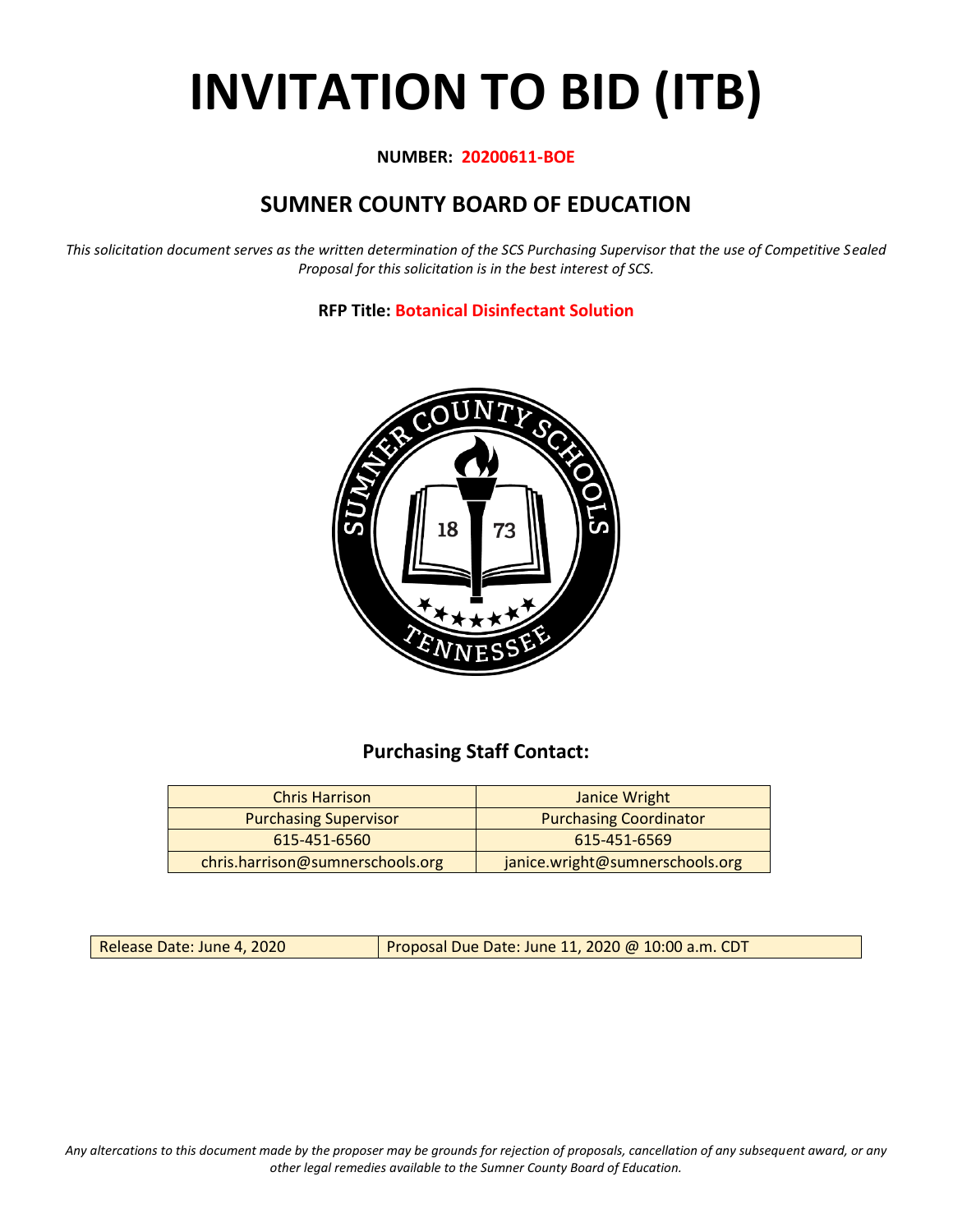# INVITATION TO BID (ITB)

**NUMBER: 20200611-BOE**

## SUMNER COUNTY BOARD OF EDUCATION

*This solicitation document serves as the written determination of the SCS Purchasing Supervisor that the use of Competitive Sealed Proposal for this solicitation is in the best interest of SCS.*

**RFP Title: Botanical Disinfectant Solution**

### Purchasing Staff Contact:

| Chris Harrison | Janice Wright |
|---|---|
| Purchasing Supervisor | Purchasing Coordinator |
| 615-451-6560 | 615-451-6569 |
| chris.harrison@sumnerschools.org | janice.wright@sumnerschools.org |

| Release Date: June 4, 2020 | Proposal Due Date: June 11, 2020 @ 10:00 a.m. CDT |
|---|---|

*Any altercations to this document made by the proposer may be grounds for rejection of proposals, cancellation of any subsequent award, or any other legal remedies available to the Sumner County Board of Education.*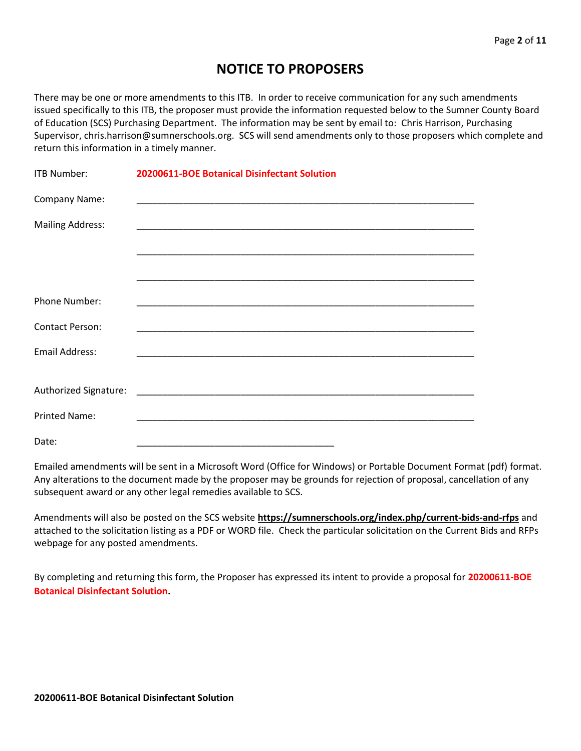# NOTICE TO PROPOSERS

There may be one or more amendments to this ITB. In order to receive communication for any such amendments issued specifically to this ITB, the proposer must provide the information requested below to the Sumner County Board of Education (SCS) Purchasing Department. The information may be sent by email to: Chris Harrison, Purchasing Supervisor, chris.harrison@sumnerschools.org. SCS will send amendments only to those proposers which complete and return this information in a timely manner.

ITB Number: **20200611-BOE Botanical Disinfectant Solution**

Company Name: ____________________________________________________________

Mailing Address: ____________________________________________________________

____________________________________________________________

____________________________________________________________

Phone Number: ____________________________________________________________

Contact Person: ____________________________________________________________

Email Address: ____________________________________________________________

Authorized Signature: ____________________________________________________________

Printed Name: ____________________________________________________________

Date: ____________________________________

Emailed amendments will be sent in a Microsoft Word (Office for Windows) or Portable Document Format (pdf) format. Any alterations to the document made by the proposer may be grounds for rejection of proposal, cancellation of any subsequent award or any other legal remedies available to SCS.

Amendments will also be posted on the SCS website **https://sumnerschools.org/index.php/current-bids-and-rfps** and attached to the solicitation listing as a PDF or WORD file. Check the particular solicitation on the Current Bids and RFPs webpage for any posted amendments.

By completing and returning this form, the Proposer has expressed its intent to provide a proposal for **20200611-BOE Botanical Disinfectant Solution.**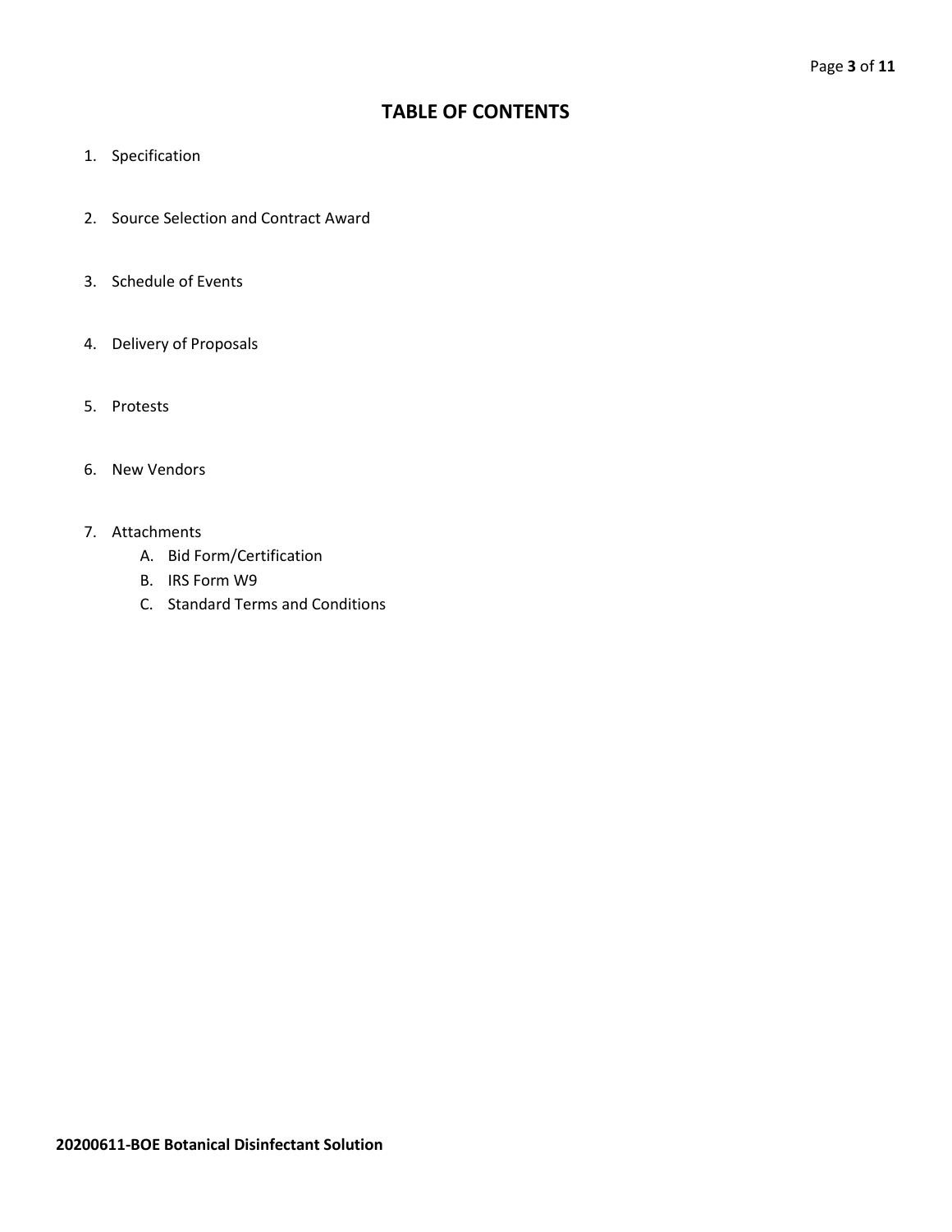# TABLE OF CONTENTS

1. Specification
2. Source Selection and Contract Award
3. Schedule of Events
4. Delivery of Proposals
5. Protests
6. New Vendors
7. Attachments
   A. Bid Form/Certification
   B. IRS Form W9
   C. Standard Terms and Conditions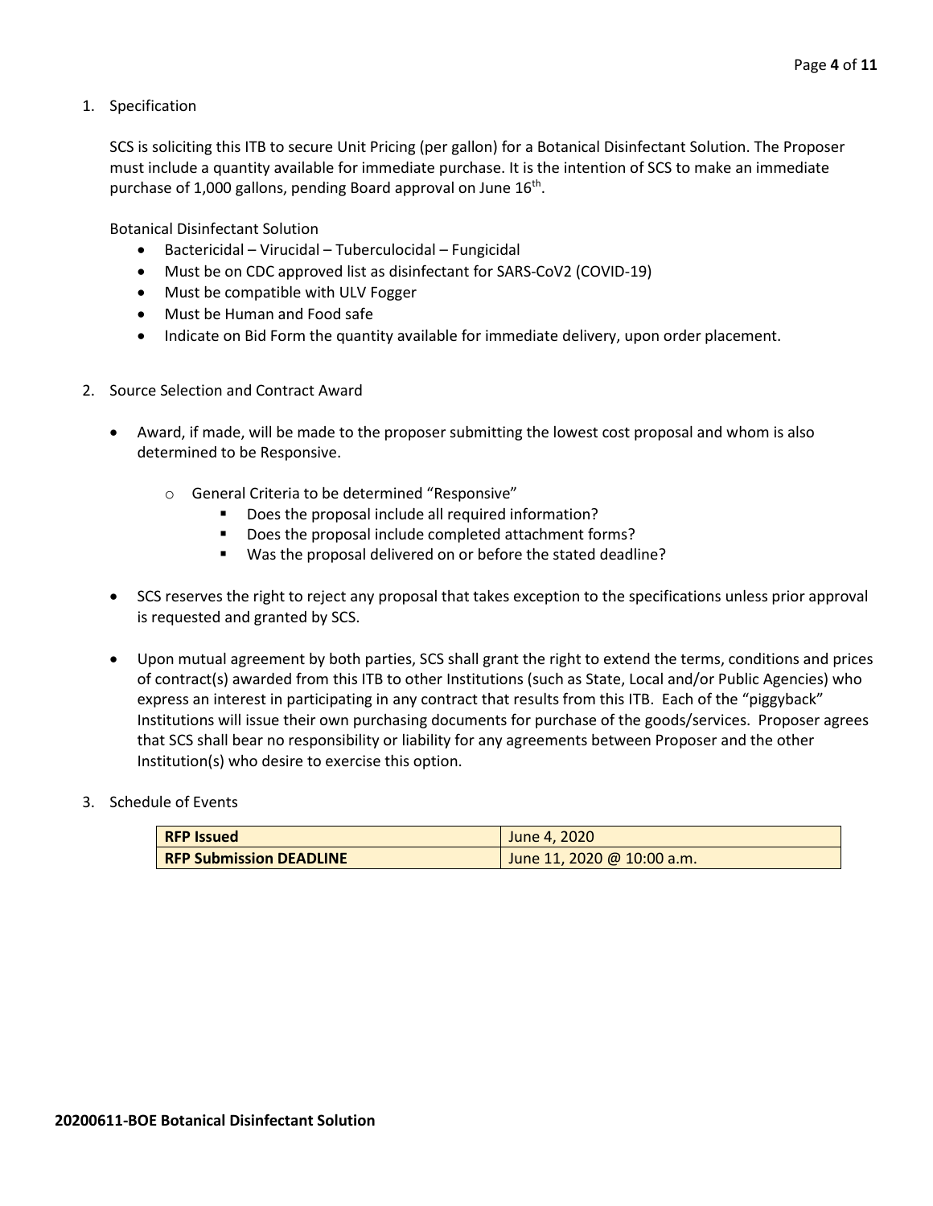1. Specification

   SCS is soliciting this ITB to secure Unit Pricing (per gallon) for a Botanical Disinfectant Solution. The Proposer must include a quantity available for immediate purchase. It is the intention of SCS to make an immediate purchase of 1,000 gallons, pending Board approval on June 16th.

   Botanical Disinfectant Solution

   - Bactericidal – Virucidal – Tuberculocidal – Fungicidal
   - Must be on CDC approved list as disinfectant for SARS-CoV2 (COVID-19)
   - Must be compatible with ULV Fogger
   - Must be Human and Food safe
   - Indicate on Bid Form the quantity available for immediate delivery, upon order placement.

2. Source Selection and Contract Award

   - Award, if made, will be made to the proposer submitting the lowest cost proposal and whom is also determined to be Responsive.
     - General Criteria to be determined "Responsive"
       - Does the proposal include all required information?
       - Does the proposal include completed attachment forms?
       - Was the proposal delivered on or before the stated deadline?
   - SCS reserves the right to reject any proposal that takes exception to the specifications unless prior approval is requested and granted by SCS.
   - Upon mutual agreement by both parties, SCS shall grant the right to extend the terms, conditions and prices of contract(s) awarded from this ITB to other Institutions (such as State, Local and/or Public Agencies) who express an interest in participating in any contract that results from this ITB. Each of the "piggyback" Institutions will issue their own purchasing documents for purchase of the goods/services. Proposer agrees that SCS shall bear no responsibility or liability for any agreements between Proposer and the other Institution(s) who desire to exercise this option.

3. Schedule of Events

| **RFP Issued** | June 4, 2020 |
|---|---|
| **RFP Submission DEADLINE** | June 11, 2020 @ 10:00 a.m. |

**20200611-BOE Botanical Disinfectant Solution**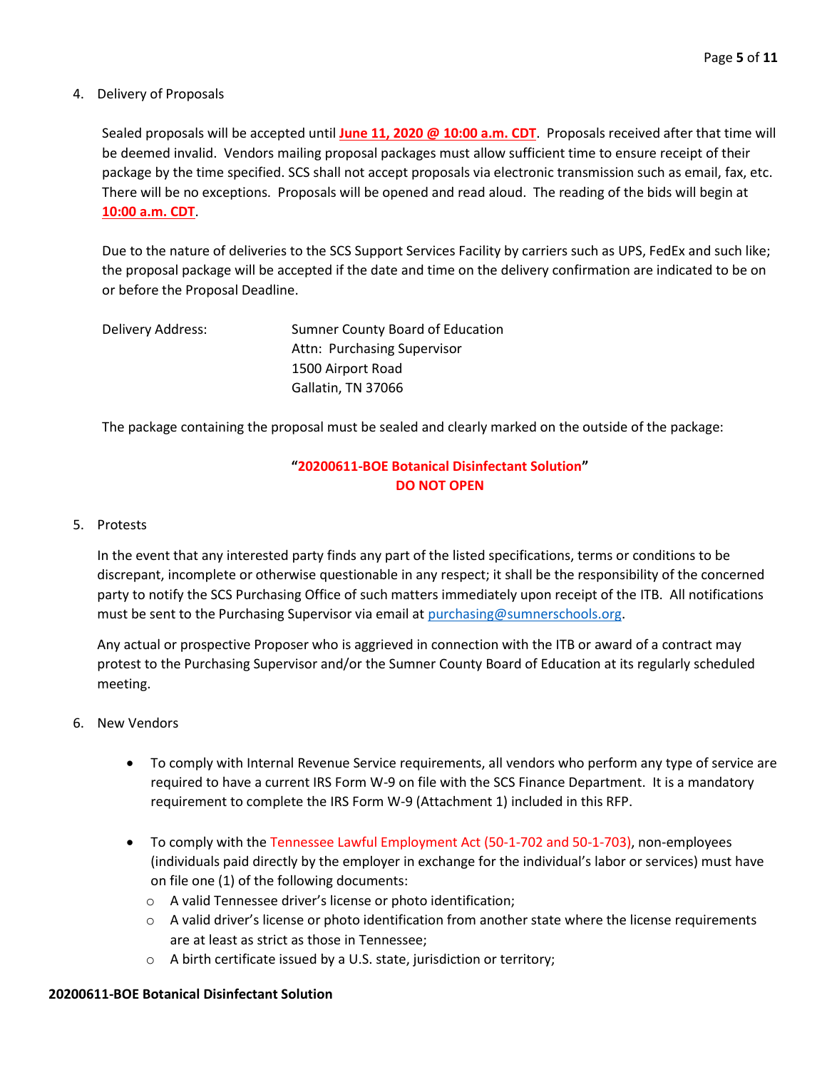4. Delivery of Proposals

   Sealed proposals will be accepted until **June 11, 2020 @ 10:00 a.m. CDT**. Proposals received after that time will be deemed invalid. Vendors mailing proposal packages must allow sufficient time to ensure receipt of their package by the time specified. SCS shall not accept proposals via electronic transmission such as email, fax, etc. There will be no exceptions. Proposals will be opened and read aloud. The reading of the bids will begin at **10:00 a.m. CDT**.

   Due to the nature of deliveries to the SCS Support Services Facility by carriers such as UPS, FedEx and such like; the proposal package will be accepted if the date and time on the delivery confirmation are indicated to be on or before the Proposal Deadline.

   Delivery Address:
   Sumner County Board of Education
   Attn: Purchasing Supervisor
   1500 Airport Road
   Gallatin, TN 37066

   The package containing the proposal must be sealed and clearly marked on the outside of the package:

   **"20200611-BOE Botanical Disinfectant Solution"**
   **DO NOT OPEN**

5. Protests

   In the event that any interested party finds any part of the listed specifications, terms or conditions to be discrepant, incomplete or otherwise questionable in any respect; it shall be the responsibility of the concerned party to notify the SCS Purchasing Office of such matters immediately upon receipt of the ITB. All notifications must be sent to the Purchasing Supervisor via email at purchasing@sumnerschools.org.

   Any actual or prospective Proposer who is aggrieved in connection with the ITB or award of a contract may protest to the Purchasing Supervisor and/or the Sumner County Board of Education at its regularly scheduled meeting.

6. New Vendors

   - To comply with Internal Revenue Service requirements, all vendors who perform any type of service are required to have a current IRS Form W-9 on file with the SCS Finance Department. It is a mandatory requirement to complete the IRS Form W-9 (Attachment 1) included in this RFP.

   - To comply with the Tennessee Lawful Employment Act (50-1-702 and 50-1-703), non-employees (individuals paid directly by the employer in exchange for the individual's labor or services) must have on file one (1) of the following documents:
     - A valid Tennessee driver's license or photo identification;
     - A valid driver's license or photo identification from another state where the license requirements are at least as strict as those in Tennessee;
     - A birth certificate issued by a U.S. state, jurisdiction or territory;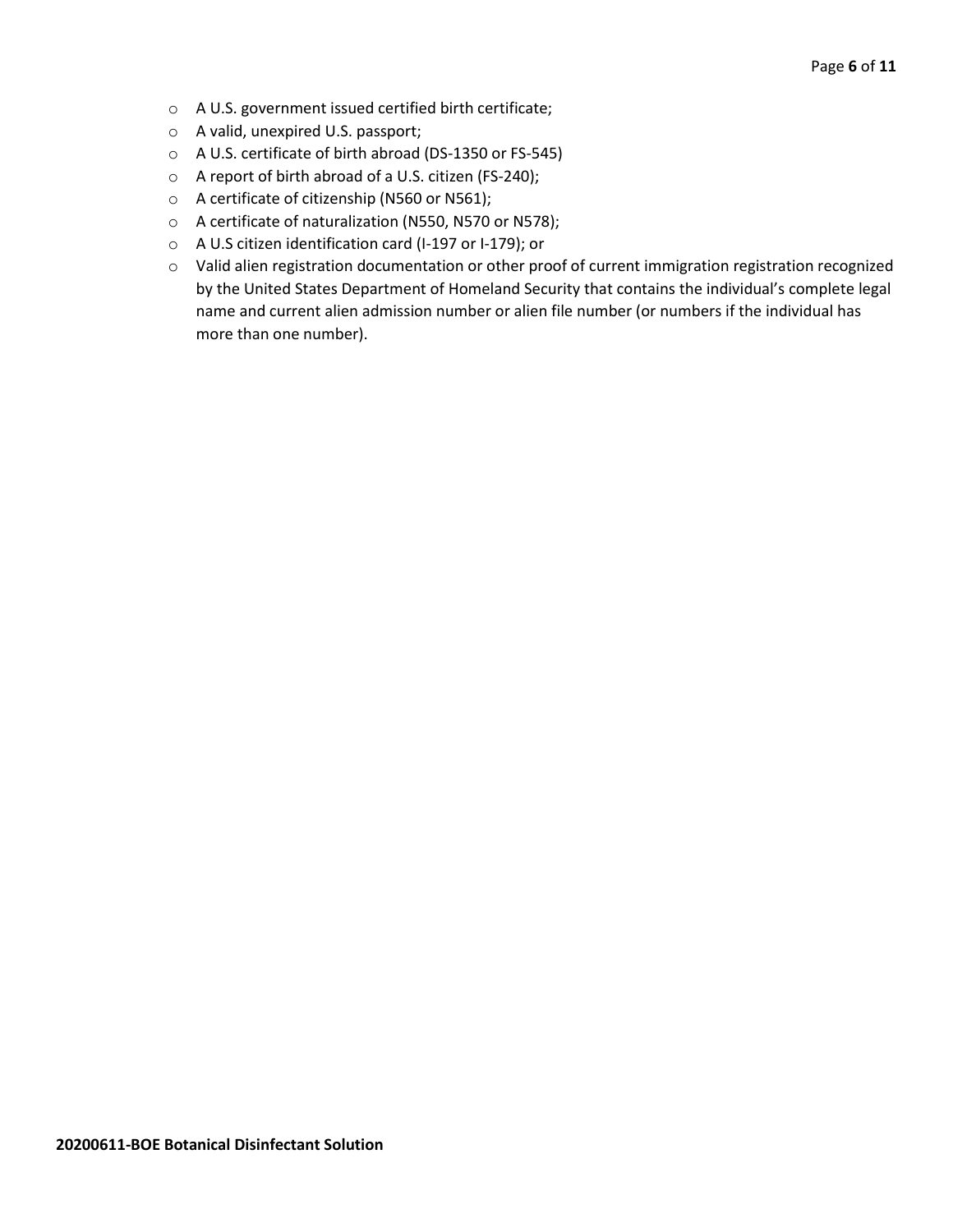- A U.S. government issued certified birth certificate;
- A valid, unexpired U.S. passport;
- A U.S. certificate of birth abroad (DS-1350 or FS-545)
- A report of birth abroad of a U.S. citizen (FS-240);
- A certificate of citizenship (N560 or N561);
- A certificate of naturalization (N550, N570 or N578);
- A U.S citizen identification card (I-197 or I-179); or
- Valid alien registration documentation or other proof of current immigration registration recognized by the United States Department of Homeland Security that contains the individual's complete legal name and current alien admission number or alien file number (or numbers if the individual has more than one number).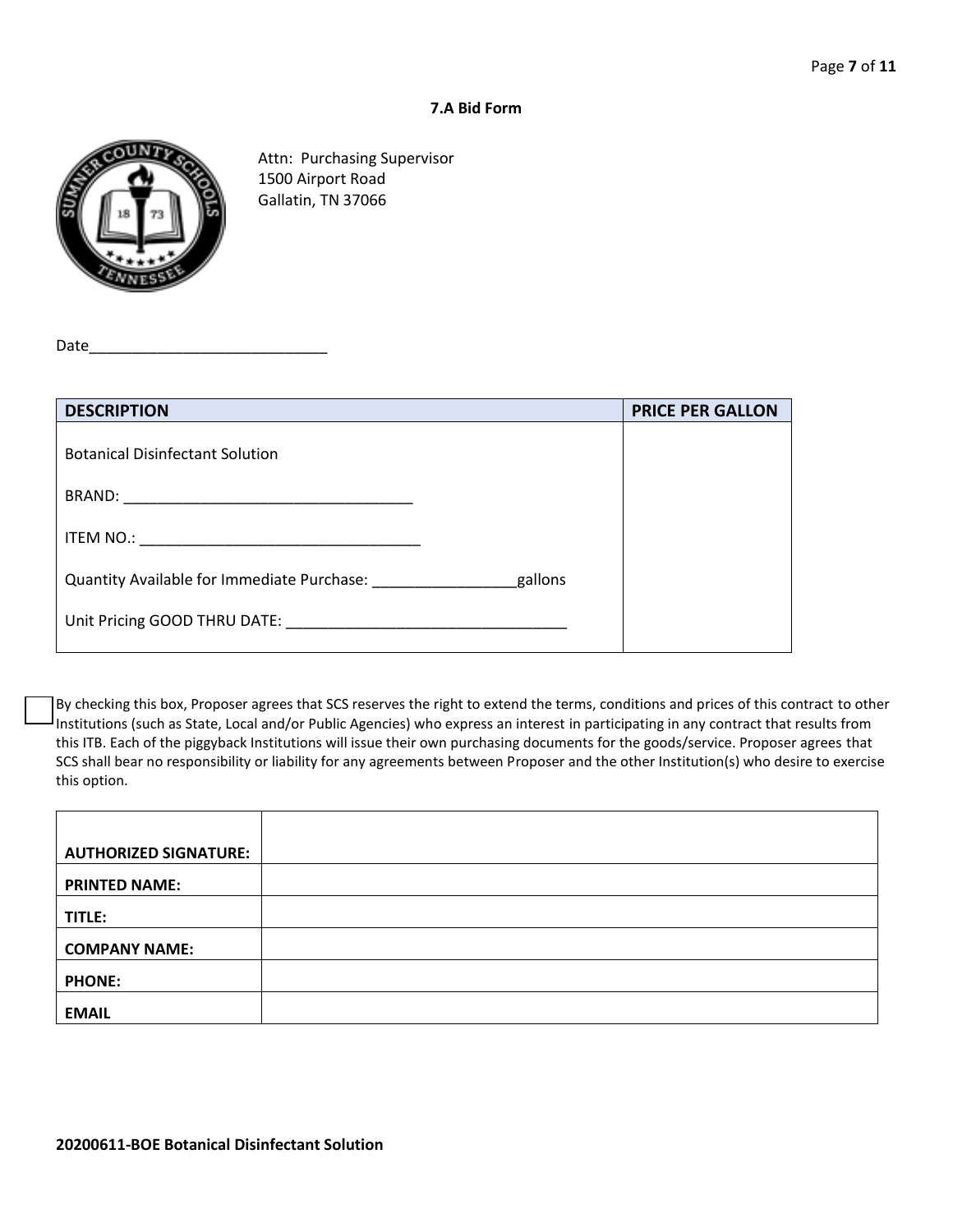## 7.A Bid Form

Attn: Purchasing Supervisor
1500 Airport Road
Gallatin, TN 37066

Date_____________________________

| DESCRIPTION | PRICE PER GALLON |
|---|---|
| Botanical Disinfectant Solution<br><br>BRAND: ___________________________________<br><br>ITEM NO.: __________________________________<br><br>Quantity Available for Immediate Purchase: _________________gallons<br><br>Unit Pricing GOOD THRU DATE: _________________________________ | |

☐ By checking this box, Proposer agrees that SCS reserves the right to extend the terms, conditions and prices of this contract to other Institutions (such as State, Local and/or Public Agencies) who express an interest in participating in any contract that results from this ITB. Each of the piggyback Institutions will issue their own purchasing documents for the goods/service. Proposer agrees that SCS shall bear no responsibility or liability for any agreements between Proposer and the other Institution(s) who desire to exercise this option.

| | |
|---|---|
| **AUTHORIZED SIGNATURE:** | |
| **PRINTED NAME:** | |
| **TITLE:** | |
| **COMPANY NAME:** | |
| **PHONE:** | |
| **EMAIL** | |

**20200611-BOE Botanical Disinfectant Solution**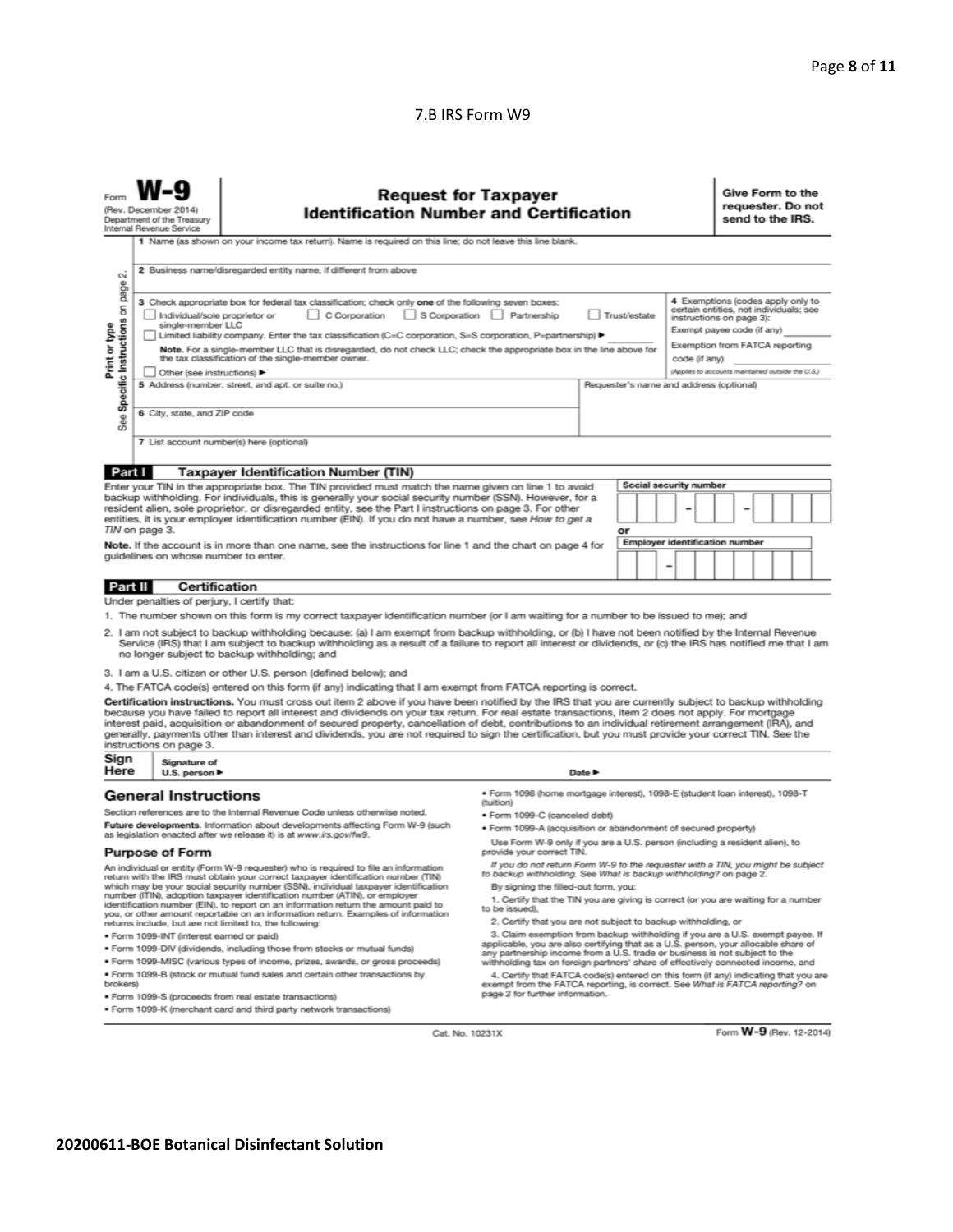7.B IRS Form W9

Form **W-9**
(Rev. December 2014)
Department of the Treasury
Internal Revenue Service

# Request for Taxpayer Identification Number and Certification

**Give Form to the requester. Do not send to the IRS.**

Print or type
See Specific Instructions on page 2.

1 Name (as shown on your income tax return). Name is required on this line; do not leave this line blank.

2 Business name/disregarded entity name, if different from above

3 Check appropriate box for federal tax classification; check only **one** of the following seven boxes:

☐ Individual/sole proprietor or single-member LLC ☐ C Corporation ☐ S Corporation ☐ Partnership ☐ Trust/estate

☐ Limited liability company. Enter the tax classification (C=C corporation, S=S corporation, P=partnership) ▶ ________

**Note.** For a single-member LLC that is disregarded, do not check LLC; check the appropriate box in the line above for the tax classification of the single-member owner.

☐ Other (see instructions) ▶

4 Exemptions (codes apply only to certain entities, not individuals; see instructions on page 3):

Exempt payee code (if any) ________

Exemption from FATCA reporting code (if any) ________

*(Applies to accounts maintained outside the U.S.)*

5 Address (number, street, and apt. or suite no.)

Requester's name and address (optional)

6 City, state, and ZIP code

7 List account number(s) here (optional)

## Part I Taxpayer Identification Number (TIN)

Enter your TIN in the appropriate box. The TIN provided must match the name given on line 1 to avoid backup withholding. For individuals, this is generally your social security number (SSN). However, for a resident alien, sole proprietor, or disregarded entity, see the Part I instructions on page 3. For other entities, it is your employer identification number (EIN). If you do not have a number, see *How to get a TIN* on page 3.

**Note.** If the account is in more than one name, see the instructions for line 1 and the chart on page 4 for guidelines on whose number to enter.

Social security number

☐☐☐ – ☐☐ – ☐☐☐☐

or

Employer identification number

☐☐ – ☐☐☐☐☐☐☐

## Part II Certification

Under penalties of perjury, I certify that:

1. The number shown on this form is my correct taxpayer identification number (or I am waiting for a number to be issued to me); and
2. I am not subject to backup withholding because: (a) I am exempt from backup withholding, or (b) I have not been notified by the Internal Revenue Service (IRS) that I am subject to backup withholding as a result of a failure to report all interest or dividends, or (c) the IRS has notified me that I am no longer subject to backup withholding; and
3. I am a U.S. citizen or other U.S. person (defined below); and
4. The FATCA code(s) entered on this form (if any) indicating that I am exempt from FATCA reporting is correct.

**Certification instructions.** You must cross out item 2 above if you have been notified by the IRS that you are currently subject to backup withholding because you have failed to report all interest and dividends on your tax return. For real estate transactions, item 2 does not apply. For mortgage interest paid, acquisition or abandonment of secured property, cancellation of debt, contributions to an individual retirement arrangement (IRA), and generally, payments other than interest and dividends, you are not required to sign the certification, but you must provide your correct TIN. See the instructions on page 3.

**Sign Here** Signature of U.S. person ▶ Date ▶

## General Instructions

Section references are to the Internal Revenue Code unless otherwise noted.

**Future developments.** Information about developments affecting Form W-9 (such as legislation enacted after we release it) is at *www.irs.gov/fw9*.

### Purpose of Form

An individual or entity (Form W-9 requester) who is required to file an information return with the IRS must obtain your correct taxpayer identification number (TIN) which may be your social security number (SSN), individual taxpayer identification number (ITIN), adoption taxpayer identification number (ATIN), or employer identification number (EIN), to report on an information return the amount paid to you, or other amount reportable on an information return. Examples of information returns include, but are not limited to, the following:

- Form 1099-INT (interest earned or paid)
- Form 1099-DIV (dividends, including those from stocks or mutual funds)
- Form 1099-MISC (various types of income, prizes, awards, or gross proceeds)
- Form 1099-B (stock or mutual fund sales and certain other transactions by brokers)
- Form 1099-S (proceeds from real estate transactions)
- Form 1099-K (merchant card and third party network transactions)
- Form 1098 (home mortgage interest), 1098-E (student loan interest), 1098-T (tuition)
- Form 1099-C (canceled debt)
- Form 1099-A (acquisition or abandonment of secured property)

Use Form W-9 only if you are a U.S. person (including a resident alien), to provide your correct TIN.

*If you do not return Form W-9 to the requester with a TIN, you might be subject to backup withholding. See What is backup withholding? on page 2.*

By signing the filled-out form, you:

1. Certify that the TIN you are giving is correct (or you are waiting for a number to be issued),
2. Certify that you are not subject to backup withholding, or
3. Claim exemption from backup withholding if you are a U.S. exempt payee. If applicable, you are also certifying that as a U.S. person, your allocable share of any partnership income from a U.S. trade or business is not subject to the withholding tax on foreign partners' share of effectively connected income, and
4. Certify that FATCA code(s) entered on this form (if any) indicating that you are exempt from the FATCA reporting, is correct. See *What is FATCA reporting?* on page 2 for further information.

Cat. No. 10231X Form **W-9** (Rev. 12-2014)

**20200611-BOE Botanical Disinfectant Solution**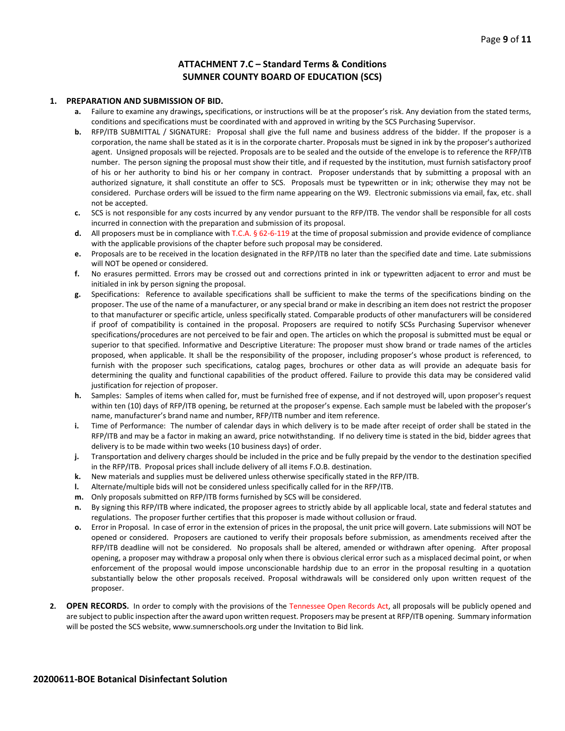## ATTACHMENT 7.C – Standard Terms & Conditions
## SUMNER COUNTY BOARD OF EDUCATION (SCS)

1. **PREPARATION AND SUBMISSION OF BID.**
   - **a.** Failure to examine any drawings**,** specifications, or instructions will be at the proposer's risk. Any deviation from the stated terms, conditions and specifications must be coordinated with and approved in writing by the SCS Purchasing Supervisor.
   - **b.** RFP/ITB SUBMITTAL / SIGNATURE: Proposal shall give the full name and business address of the bidder. If the proposer is a corporation, the name shall be stated as it is in the corporate charter. Proposals must be signed in ink by the proposer's authorized agent. Unsigned proposals will be rejected. Proposals are to be sealed and the outside of the envelope is to reference the RFP/ITB number. The person signing the proposal must show their title, and if requested by the institution, must furnish satisfactory proof of his or her authority to bind his or her company in contract. Proposer understands that by submitting a proposal with an authorized signature, it shall constitute an offer to SCS. Proposals must be typewritten or in ink; otherwise they may not be considered. Purchase orders will be issued to the firm name appearing on the W9. Electronic submissions via email, fax, etc. shall not be accepted.
   - **c.** SCS is not responsible for any costs incurred by any vendor pursuant to the RFP/ITB. The vendor shall be responsible for all costs incurred in connection with the preparation and submission of its proposal.
   - **d.** All proposers must be in compliance with T.C.A. § 62-6-119 at the time of proposal submission and provide evidence of compliance with the applicable provisions of the chapter before such proposal may be considered.
   - **e.** Proposals are to be received in the location designated in the RFP/ITB no later than the specified date and time. Late submissions will NOT be opened or considered.
   - **f.** No erasures permitted. Errors may be crossed out and corrections printed in ink or typewritten adjacent to error and must be initialed in ink by person signing the proposal.
   - **g.** Specifications: Reference to available specifications shall be sufficient to make the terms of the specifications binding on the proposer. The use of the name of a manufacturer, or any special brand or make in describing an item does not restrict the proposer to that manufacturer or specific article, unless specifically stated. Comparable products of other manufacturers will be considered if proof of compatibility is contained in the proposal. Proposers are required to notify SCSs Purchasing Supervisor whenever specifications/procedures are not perceived to be fair and open. The articles on which the proposal is submitted must be equal or superior to that specified. Informative and Descriptive Literature: The proposer must show brand or trade names of the articles proposed, when applicable. It shall be the responsibility of the proposer, including proposer's whose product is referenced, to furnish with the proposer such specifications, catalog pages, brochures or other data as will provide an adequate basis for determining the quality and functional capabilities of the product offered. Failure to provide this data may be considered valid justification for rejection of proposer.
   - **h.** Samples: Samples of items when called for, must be furnished free of expense, and if not destroyed will, upon proposer's request within ten (10) days of RFP/ITB opening, be returned at the proposer's expense. Each sample must be labeled with the proposer's name, manufacturer's brand name and number, RFP/ITB number and item reference.
   - **i.** Time of Performance: The number of calendar days in which delivery is to be made after receipt of order shall be stated in the RFP/ITB and may be a factor in making an award, price notwithstanding. If no delivery time is stated in the bid, bidder agrees that delivery is to be made within two weeks (10 business days) of order.
   - **j.** Transportation and delivery charges should be included in the price and be fully prepaid by the vendor to the destination specified in the RFP/ITB. Proposal prices shall include delivery of all items F.O.B. destination.
   - **k.** New materials and supplies must be delivered unless otherwise specifically stated in the RFP/ITB.
   - **l.** Alternate/multiple bids will not be considered unless specifically called for in the RFP/ITB.
   - **m.** Only proposals submitted on RFP/ITB forms furnished by SCS will be considered.
   - **n.** By signing this RFP/ITB where indicated, the proposer agrees to strictly abide by all applicable local, state and federal statutes and regulations. The proposer further certifies that this proposer is made without collusion or fraud.
   - **o.** Error in Proposal. In case of error in the extension of prices in the proposal, the unit price will govern. Late submissions will NOT be opened or considered. Proposers are cautioned to verify their proposals before submission, as amendments received after the RFP/ITB deadline will not be considered. No proposals shall be altered, amended or withdrawn after opening. After proposal opening, a proposer may withdraw a proposal only when there is obvious clerical error such as a misplaced decimal point, or when enforcement of the proposal would impose unconscionable hardship due to an error in the proposal resulting in a quotation substantially below the other proposals received. Proposal withdrawals will be considered only upon written request of the proposer.

2. **OPEN RECORDS.** In order to comply with the provisions of the Tennessee Open Records Act, all proposals will be publicly opened and are subject to public inspection after the award upon written request. Proposers may be present at RFP/ITB opening. Summary information will be posted the SCS website, www.sumnerschools.org under the Invitation to Bid link.

**20200611-BOE Botanical Disinfectant Solution**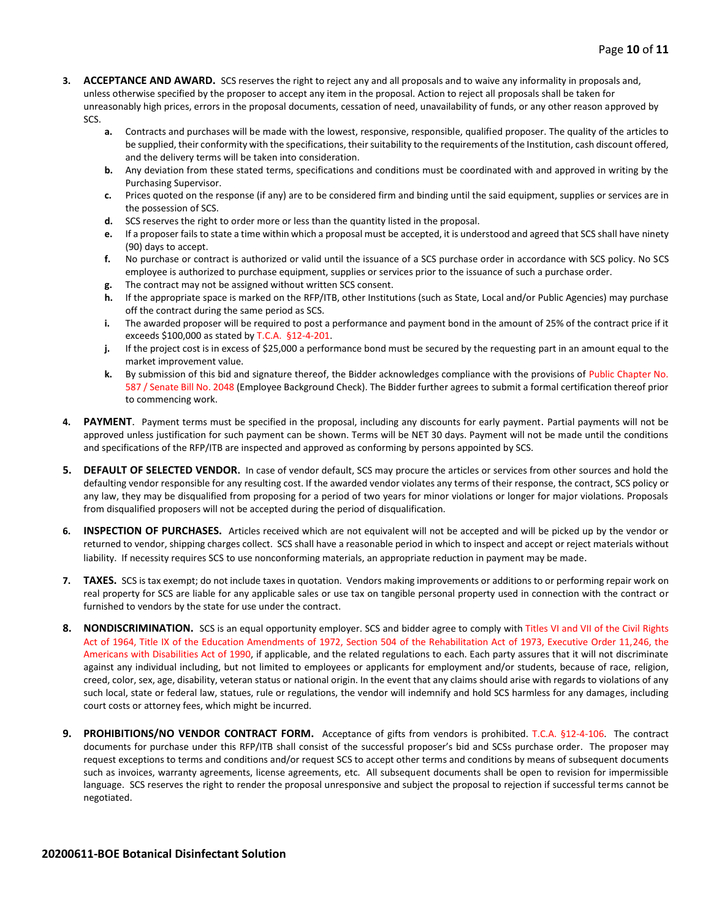3. **ACCEPTANCE AND AWARD.** SCS reserves the right to reject any and all proposals and to waive any informality in proposals and, unless otherwise specified by the proposer to accept any item in the proposal. Action to reject all proposals shall be taken for unreasonably high prices, errors in the proposal documents, cessation of need, unavailability of funds, or any other reason approved by SCS.
   - **a.** Contracts and purchases will be made with the lowest, responsive, responsible, qualified proposer. The quality of the articles to be supplied, their conformity with the specifications, their suitability to the requirements of the Institution, cash discount offered, and the delivery terms will be taken into consideration.
   - **b.** Any deviation from these stated terms, specifications and conditions must be coordinated with and approved in writing by the Purchasing Supervisor.
   - **c.** Prices quoted on the response (if any) are to be considered firm and binding until the said equipment, supplies or services are in the possession of SCS.
   - **d.** SCS reserves the right to order more or less than the quantity listed in the proposal.
   - **e.** If a proposer fails to state a time within which a proposal must be accepted, it is understood and agreed that SCS shall have ninety (90) days to accept.
   - **f.** No purchase or contract is authorized or valid until the issuance of a SCS purchase order in accordance with SCS policy. No SCS employee is authorized to purchase equipment, supplies or services prior to the issuance of such a purchase order.
   - **g.** The contract may not be assigned without written SCS consent.
   - **h.** If the appropriate space is marked on the RFP/ITB, other Institutions (such as State, Local and/or Public Agencies) may purchase off the contract during the same period as SCS.
   - **i.** The awarded proposer will be required to post a performance and payment bond in the amount of 25% of the contract price if it exceeds $100,000 as stated by T.C.A. §12-4-201.
   - **j.** If the project cost is in excess of $25,000 a performance bond must be secured by the requesting part in an amount equal to the market improvement value.
   - **k.** By submission of this bid and signature thereof, the Bidder acknowledges compliance with the provisions of Public Chapter No. 587 / Senate Bill No. 2048 (Employee Background Check). The Bidder further agrees to submit a formal certification thereof prior to commencing work.

4. **PAYMENT**. Payment terms must be specified in the proposal, including any discounts for early payment. Partial payments will not be approved unless justification for such payment can be shown. Terms will be NET 30 days. Payment will not be made until the conditions and specifications of the RFP/ITB are inspected and approved as conforming by persons appointed by SCS.

5. **DEFAULT OF SELECTED VENDOR.** In case of vendor default, SCS may procure the articles or services from other sources and hold the defaulting vendor responsible for any resulting cost. If the awarded vendor violates any terms of their response, the contract, SCS policy or any law, they may be disqualified from proposing for a period of two years for minor violations or longer for major violations. Proposals from disqualified proposers will not be accepted during the period of disqualification.

6. **INSPECTION OF PURCHASES.** Articles received which are not equivalent will not be accepted and will be picked up by the vendor or returned to vendor, shipping charges collect. SCS shall have a reasonable period in which to inspect and accept or reject materials without liability. If necessity requires SCS to use nonconforming materials, an appropriate reduction in payment may be made.

7. **TAXES.** SCS is tax exempt; do not include taxes in quotation. Vendors making improvements or additions to or performing repair work on real property for SCS are liable for any applicable sales or use tax on tangible personal property used in connection with the contract or furnished to vendors by the state for use under the contract.

8. **NONDISCRIMINATION.** SCS is an equal opportunity employer. SCS and bidder agree to comply with Titles VI and VII of the Civil Rights Act of 1964, Title IX of the Education Amendments of 1972, Section 504 of the Rehabilitation Act of 1973, Executive Order 11,246, the Americans with Disabilities Act of 1990, if applicable, and the related regulations to each. Each party assures that it will not discriminate against any individual including, but not limited to employees or applicants for employment and/or students, because of race, religion, creed, color, sex, age, disability, veteran status or national origin. In the event that any claims should arise with regards to violations of any such local, state or federal law, statues, rule or regulations, the vendor will indemnify and hold SCS harmless for any damages, including court costs or attorney fees, which might be incurred.

9. **PROHIBITIONS/NO VENDOR CONTRACT FORM.** Acceptance of gifts from vendors is prohibited. T.C.A. §12-4-106. The contract documents for purchase under this RFP/ITB shall consist of the successful proposer's bid and SCSs purchase order. The proposer may request exceptions to terms and conditions and/or request SCS to accept other terms and conditions by means of subsequent documents such as invoices, warranty agreements, license agreements, etc. All subsequent documents shall be open to revision for impermissible language. SCS reserves the right to render the proposal unresponsive and subject the proposal to rejection if successful terms cannot be negotiated.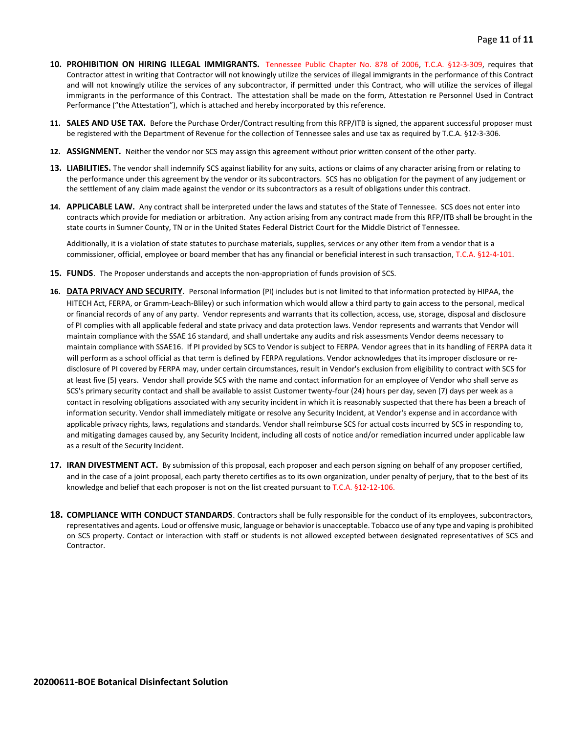10. **PROHIBITION ON HIRING ILLEGAL IMMIGRANTS.** Tennessee Public Chapter No. 878 of 2006, T.C.A. §12-3-309, requires that Contractor attest in writing that Contractor will not knowingly utilize the services of illegal immigrants in the performance of this Contract and will not knowingly utilize the services of any subcontractor, if permitted under this Contract, who will utilize the services of illegal immigrants in the performance of this Contract. The attestation shall be made on the form, Attestation re Personnel Used in Contract Performance ("the Attestation"), which is attached and hereby incorporated by this reference.

11. **SALES AND USE TAX.** Before the Purchase Order/Contract resulting from this RFP/ITB is signed, the apparent successful proposer must be registered with the Department of Revenue for the collection of Tennessee sales and use tax as required by T.C.A. §12-3-306.

12. **ASSIGNMENT.** Neither the vendor nor SCS may assign this agreement without prior written consent of the other party.

13. **LIABILITIES.** The vendor shall indemnify SCS against liability for any suits, actions or claims of any character arising from or relating to the performance under this agreement by the vendor or its subcontractors. SCS has no obligation for the payment of any judgement or the settlement of any claim made against the vendor or its subcontractors as a result of obligations under this contract.

14. **APPLICABLE LAW.** Any contract shall be interpreted under the laws and statutes of the State of Tennessee. SCS does not enter into contracts which provide for mediation or arbitration. Any action arising from any contract made from this RFP/ITB shall be brought in the state courts in Sumner County, TN or in the United States Federal District Court for the Middle District of Tennessee.

    Additionally, it is a violation of state statutes to purchase materials, supplies, services or any other item from a vendor that is a commissioner, official, employee or board member that has any financial or beneficial interest in such transaction, T.C.A. §12-4-101.

15. **FUNDS**. The Proposer understands and accepts the non-appropriation of funds provision of SCS.

16. **DATA PRIVACY AND SECURITY**. Personal Information (PI) includes but is not limited to that information protected by HIPAA, the HITECH Act, FERPA, or Gramm-Leach-Bliley) or such information which would allow a third party to gain access to the personal, medical or financial records of any of any party. Vendor represents and warrants that its collection, access, use, storage, disposal and disclosure of PI complies with all applicable federal and state privacy and data protection laws. Vendor represents and warrants that Vendor will maintain compliance with the SSAE 16 standard, and shall undertake any audits and risk assessments Vendor deems necessary to maintain compliance with SSAE16. If PI provided by SCS to Vendor is subject to FERPA. Vendor agrees that in its handling of FERPA data it will perform as a school official as that term is defined by FERPA regulations. Vendor acknowledges that its improper disclosure or re-disclosure of PI covered by FERPA may, under certain circumstances, result in Vendor's exclusion from eligibility to contract with SCS for at least five (5) years. Vendor shall provide SCS with the name and contact information for an employee of Vendor who shall serve as SCS's primary security contact and shall be available to assist Customer twenty-four (24) hours per day, seven (7) days per week as a contact in resolving obligations associated with any security incident in which it is reasonably suspected that there has been a breach of information security. Vendor shall immediately mitigate or resolve any Security Incident, at Vendor's expense and in accordance with applicable privacy rights, laws, regulations and standards. Vendor shall reimburse SCS for actual costs incurred by SCS in responding to, and mitigating damages caused by, any Security Incident, including all costs of notice and/or remediation incurred under applicable law as a result of the Security Incident.

17. **IRAN DIVESTMENT ACT.** By submission of this proposal, each proposer and each person signing on behalf of any proposer certified, and in the case of a joint proposal, each party thereto certifies as to its own organization, under penalty of perjury, that to the best of its knowledge and belief that each proposer is not on the list created pursuant to T.C.A. §12-12-106.

18. **COMPLIANCE WITH CONDUCT STANDARDS**. Contractors shall be fully responsible for the conduct of its employees, subcontractors, representatives and agents. Loud or offensive music, language or behavior is unacceptable. Tobacco use of any type and vaping is prohibited on SCS property. Contact or interaction with staff or students is not allowed excepted between designated representatives of SCS and Contractor.